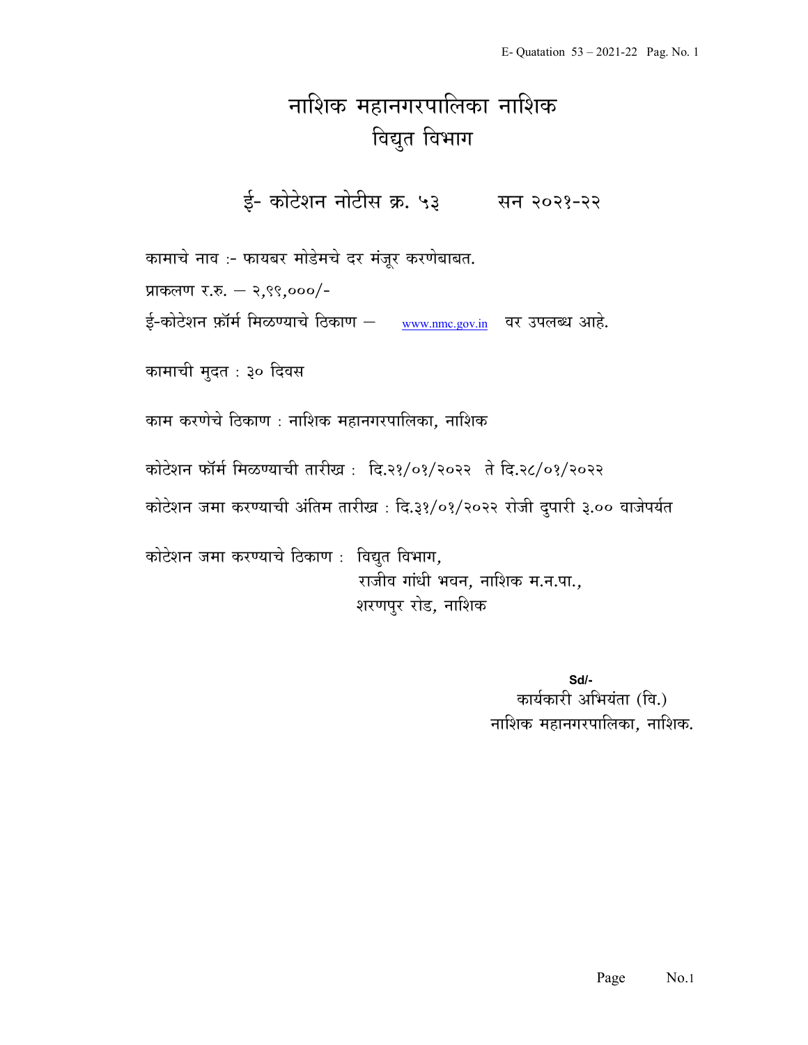# नाशिक महानगरपालिका नाशिक

## विद्युत विभाग

### ई- कोटेशन नोटीस क्र. ५३ सन २०२१-२२

कामाचे नाव :- फायबर मोडेमचे दर मंजूर करणेबाबत.

प्राकलण र.रु. – २,९९,०००/-

ई-कोटेशन फ़ॉर्म मिळण्याचे ठिकाण – www.nmc.gov.in वर उपलब्ध आहे.

कामाची मुदत : ३० दिवस

काम करणेचे ठिकाण : नाशिक महानगरपालिका, नाशिक

कोटेशन फॉर्म मिळण्याची तारीख : दि.२१/०१/२०२२ ते दि.२८/०१/२०२२

कोटेशन जमा करण्याची अंतिम तारीख : दि.३१/०१/२०२२ रोजी दुपारी ३.०० वाजेपर्यंत

कोटेशन जमा करण्याचे ठिकाण : विद्युत विभाग,
राजीव गांधी भवन, नाशिक म.न.पा.,
शरणपुर रोड, नाशिक

Sd/-
कार्यकारी अभियंता (वि.)
नाशिक महानगरपालिका, नाशिक.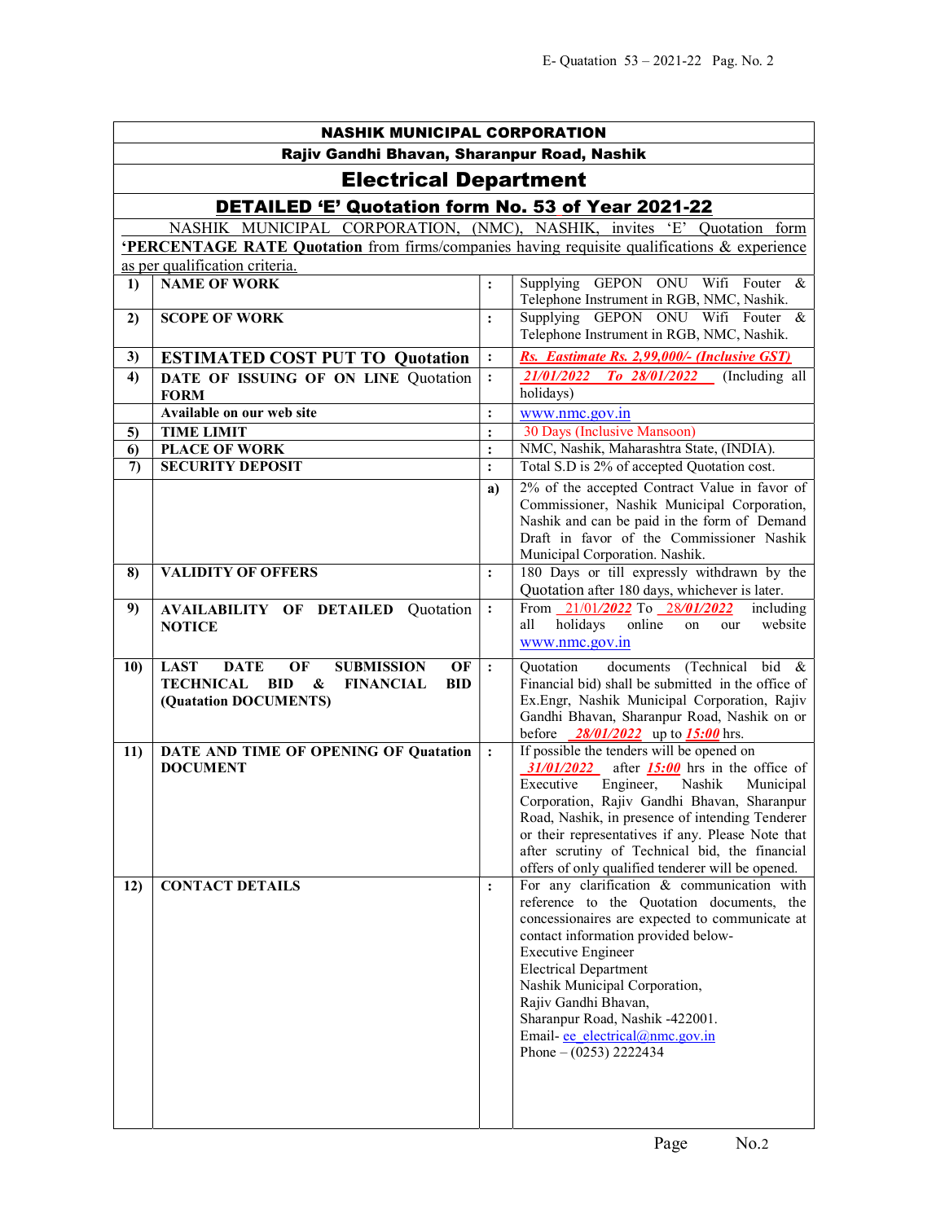# NASHIK MUNICIPAL CORPORATION

## Rajiv Gandhi Bhavan, Sharanpur Road, Nashik

# Electrical Department

## DETAILED 'E' Quotation form No. 53 of Year 2021-22

NASHIK MUNICIPAL CORPORATION, (NMC), NASHIK, invites 'E' Quotation form **'PERCENTAGE RATE Quotation** from firms/companies having requisite qualifications & experience as per qualification criteria.

| | | | |
|---|---|---|---|
| 1) | **NAME OF WORK** | : | Supplying GEPON ONU Wifi Fouter & Telephone Instrument in RGB, NMC, Nashik. |
| 2) | **SCOPE OF WORK** | : | Supplying GEPON ONU Wifi Fouter & Telephone Instrument in RGB, NMC, Nashik. |
| 3) | **ESTIMATED COST PUT TO Quotation** | : | *Rs. Eastimate Rs. 2,99,000/- (Inclusive GST)* |
| 4) | **DATE OF ISSUING OF ON LINE Quotation FORM** | : | *21/01/2022 To 28/01/2022* (Including all holidays) |
| | **Available on our web site** | : | www.nmc.gov.in |
| 5) | **TIME LIMIT** | : | 30 Days (Inclusive Mansoon) |
| 6) | **PLACE OF WORK** | : | NMC, Nashik, Maharashtra State, (INDIA). |
| 7) | **SECURITY DEPOSIT** | : | Total S.D is 2% of accepted Quotation cost. |
| | | a) | 2% of the accepted Contract Value in favor of Commissioner, Nashik Municipal Corporation, Nashik and can be paid in the form of Demand Draft in favor of the Commissioner Nashik Municipal Corporation. Nashik. |
| 8) | **VALIDITY OF OFFERS** | : | 180 Days or till expressly withdrawn by the Quotation after 180 days, whichever is later. |
| 9) | **AVAILABILITY OF DETAILED Quotation NOTICE** | : | From 21/01/*2022* To 28/*01/2022* including all holidays online on our website www.nmc.gov.in |
| 10) | **LAST DATE OF SUBMISSION OF TECHNICAL BID & FINANCIAL BID (Quatation DOCUMENTS)** | : | Quotation documents (Technical bid & Financial bid) shall be submitted in the office of Ex.Engr, Nashik Municipal Corporation, Rajiv Gandhi Bhavan, Sharanpur Road, Nashik on or before *28/01/2022* up to *15:00* hrs. |
| 11) | **DATE AND TIME OF OPENING OF Quatation DOCUMENT** | : | If possible the tenders will be opened on *31/01/2022* after *15:00* hrs in the office of Executive Engineer, Nashik Municipal Corporation, Rajiv Gandhi Bhavan, Sharanpur Road, Nashik, in presence of intending Tenderer or their representatives if any. Please Note that after scrutiny of Technical bid, the financial offers of only qualified tenderer will be opened. |
| 12) | **CONTACT DETAILS** | : | For any clarification & communication with reference to the Quotation documents, the concessionaires are expected to communicate at contact information provided below-<br>Executive Engineer<br>Electrical Department<br>Nashik Municipal Corporation,<br>Rajiv Gandhi Bhavan,<br>Sharanpur Road, Nashik -422001.<br>Email- ee_electrical@nmc.gov.in<br>Phone – (0253) 2222434 |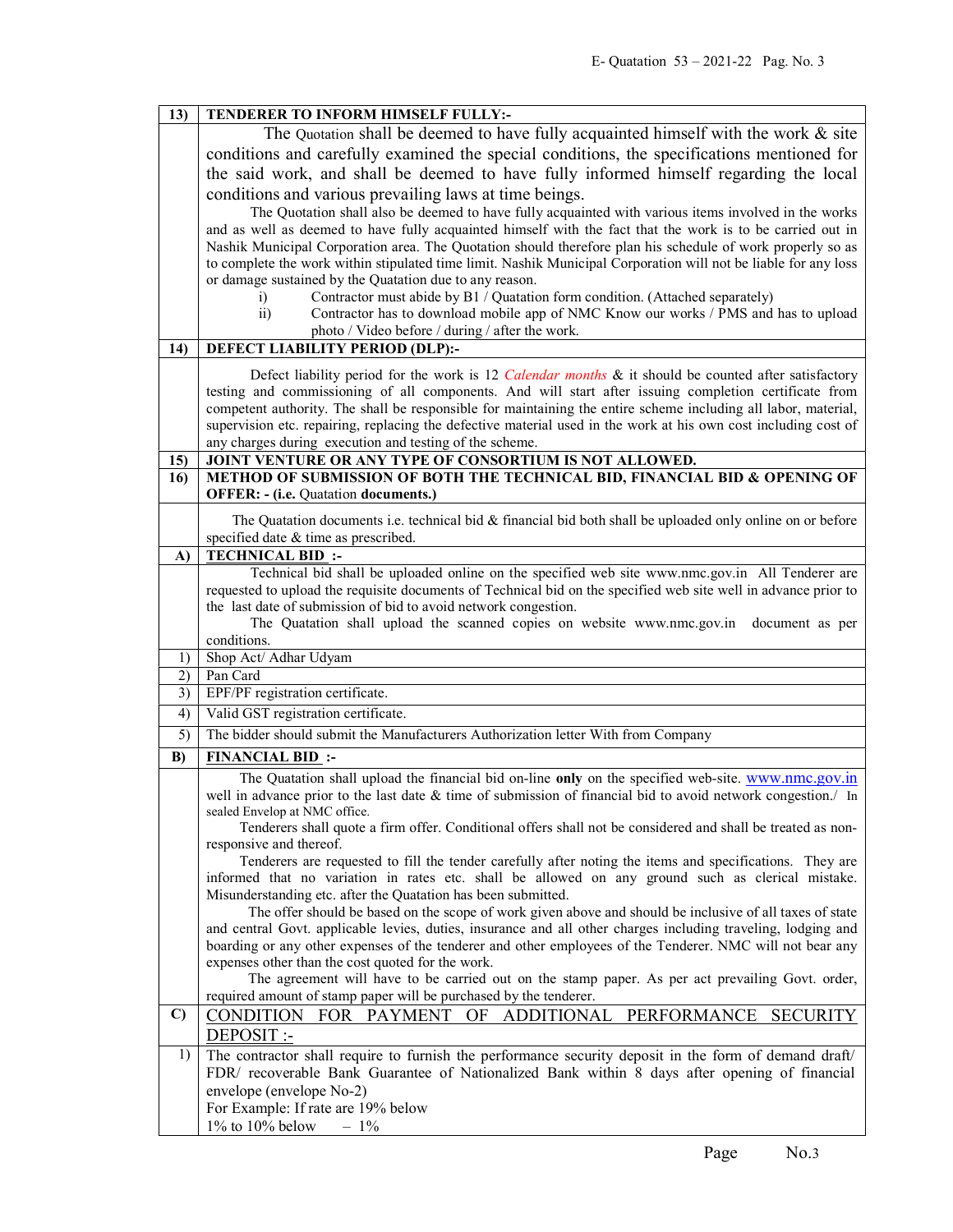**13) TENDERER TO INFORM HIMSELF FULLY:-**

The Quotation shall be deemed to have fully acquainted himself with the work & site conditions and carefully examined the special conditions, the specifications mentioned for the said work, and shall be deemed to have fully informed himself regarding the local conditions and various prevailing laws at time beings.

The Quotation shall also be deemed to have fully acquainted with various items involved in the works and as well as deemed to have fully acquainted himself with the fact that the work is to be carried out in Nashik Municipal Corporation area. The Quotation should therefore plan his schedule of work properly so as to complete the work within stipulated time limit. Nashik Municipal Corporation will not be liable for any loss or damage sustained by the Quatation due to any reason.

i) Contractor must abide by B1 / Quatation form condition. (Attached separately)

ii) Contractor has to download mobile app of NMC Know our works / PMS and has to upload photo / Video before / during / after the work.

**14) DEFECT LIABILITY PERIOD (DLP):-**

Defect liability period for the work is 12 *Calendar months* & it should be counted after satisfactory testing and commissioning of all components. And will start after issuing completion certificate from competent authority. The shall be responsible for maintaining the entire scheme including all labor, material, supervision etc. repairing, replacing the defective material used in the work at his own cost including cost of any charges during execution and testing of the scheme.

**15) JOINT VENTURE OR ANY TYPE OF CONSORTIUM IS NOT ALLOWED.**

**16) METHOD OF SUBMISSION OF BOTH THE TECHNICAL BID, FINANCIAL BID & OPENING OF OFFER: - (i.e. Quotation documents.)**

The Quotation documents i.e. technical bid & financial bid both shall be uploaded only online on or before specified date & time as prescribed.

**A) TECHNICAL BID :-**

Technical bid shall be uploaded online on the specified web site www.nmc.gov.in All Tenderer are requested to upload the requisite documents of Technical bid on the specified web site well in advance prior to the last date of submission of bid to avoid network congestion.

The Quotation shall upload the scanned copies on website www.nmc.gov.in document as per conditions.

1) Shop Act/ Adhar Udyam
2) Pan Card
3) EPF/PF registration certificate.
4) Valid GST registration certificate.
5) The bidder should submit the Manufacturers Authorization letter With from Company

**B) FINANCIAL BID :-**

The Quotation shall upload the financial bid on-line **only** on the specified web-site. www.nmc.gov.in well in advance prior to the last date & time of submission of financial bid to avoid network congestion./ In sealed Envelop at NMC office.

Tenderers shall quote a firm offer. Conditional offers shall not be considered and shall be treated as non-responsive and thereof.

Tenderers are requested to fill the tender carefully after noting the items and specifications. They are informed that no variation in rates etc. shall be allowed on any ground such as clerical mistake. Misunderstanding etc. after the Quotation has been submitted.

The offer should be based on the scope of work given above and should be inclusive of all taxes of state and central Govt. applicable levies, duties, insurance and all other charges including traveling, lodging and boarding or any other expenses of the tenderer and other employees of the Tenderer. NMC will not bear any expenses other than the cost quoted for the work.

The agreement will have to be carried out on the stamp paper. As per act prevailing Govt. order, required amount of stamp paper will be purchased by the tenderer.

**C) CONDITION FOR PAYMENT OF ADDITIONAL PERFORMANCE SECURITY DEPOSIT :-**

1) The contractor shall require to furnish the performance security deposit in the form of demand draft/ FDR/ recoverable Bank Guarantee of Nationalized Bank within 8 days after opening of financial envelope (envelope No-2)

For Example: If rate are 19% below

1% to 10% below – 1%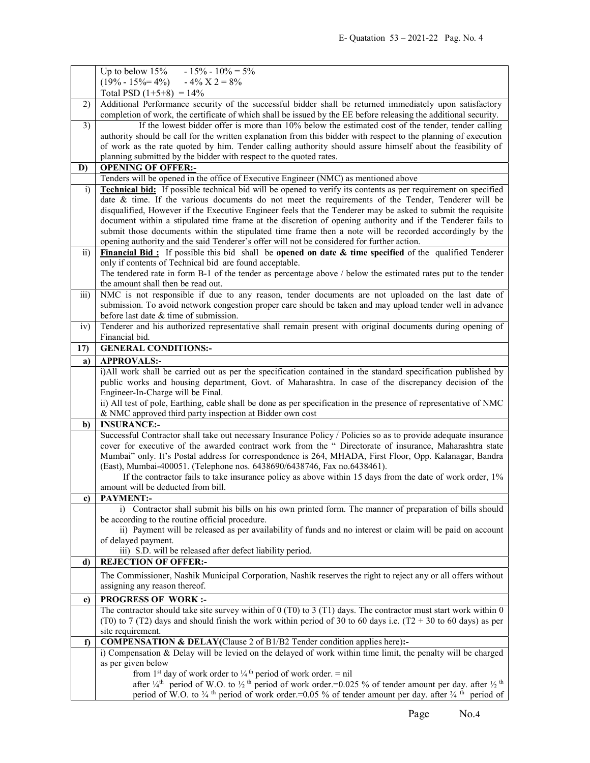| | |
|---|---|
| | Up to below 15%  - 15% - 10% = 5%<br>(19% - 15%= 4%)  - 4% X 2 = 8%<br>Total PSD (1+5+8) = 14% |
| 2) | Additional Performance security of the successful bidder shall be returned immediately upon satisfactory completion of work, the certificate of which shall be issued by the EE before releasing the additional security. |
| 3) | If the lowest bidder offer is more than 10% below the estimated cost of the tender, tender calling authority should be call for the written explanation from this bidder with respect to the planning of execution of work as the rate quoted by him. Tender calling authority should assure himself about the feasibility of planning submitted by the bidder with respect to the quoted rates. |
| **D)** | **OPENING OF OFFER:-** |
| | Tenders will be opened in the office of Executive Engineer (NMC) as mentioned above |
| i) | **Technical bid:** If possible technical bid will be opened to verify its contents as per requirement on specified date & time. If the various documents do not meet the requirements of the Tender, Tenderer will be disqualified, However if the Executive Engineer feels that the Tenderer may be asked to submit the requisite document within a stipulated time frame at the discretion of opening authority and if the Tenderer fails to submit those documents within the stipulated time frame then a note will be recorded accordingly by the opening authority and the said Tenderer's offer will not be considered for further action. |
| ii) | **Financial Bid :** If possible this bid shall be **opened on date & time specified** of the qualified Tenderer only if contents of Technical bid are found acceptable.<br>The tendered rate in form B-1 of the tender as percentage above / below the estimated rates put to the tender the amount shall then be read out. |
| iii) | NMC is not responsible if due to any reason, tender documents are not uploaded on the last date of submission. To avoid network congestion proper care should be taken and may upload tender well in advance before last date & time of submission. |
| iv) | Tenderer and his authorized representative shall remain present with original documents during opening of Financial bid. |
| **17)** | **GENERAL CONDITIONS:-** |
| **a)** | **APPROVALS:-** |
| | i)All work shall be carried out as per the specification contained in the standard specification published by public works and housing department, Govt. of Maharashtra. In case of the discrepancy decision of the Engineer-In-Charge will be Final.<br>ii) All test of pole, Earthing, cable shall be done as per specification in the presence of representative of NMC & NMC approved third party inspection at Bidder own cost |
| **b)** | **INSURANCE:-** |
| | Successful Contractor shall take out necessary Insurance Policy / Policies so as to provide adequate insurance cover for executive of the awarded contract work from the " Directorate of insurance, Maharashtra state Mumbai" only. It's Postal address for correspondence is 264, MHADA, First Floor, Opp. Kalanagar, Bandra (East), Mumbai-400051. (Telephone nos. 6438690/6438746, Fax no.6438461).<br>If the contractor fails to take insurance policy as above within 15 days from the date of work order, 1% amount will be deducted from bill. |
| **c)** | **PAYMENT:-** |
| | i) Contractor shall submit his bills on his own printed form. The manner of preparation of bills should be according to the routine official procedure.<br>ii) Payment will be released as per availability of funds and no interest or claim will be paid on account of delayed payment.<br>iii) S.D. will be released after defect liability period. |
| **d)** | **REJECTION OF OFFER:-** |
| | The Commissioner, Nashik Municipal Corporation, Nashik reserves the right to reject any or all offers without assigning any reason thereof. |
| **e)** | **PROGRESS OF WORK :-** |
| | The contractor should take site survey within of 0 (T0) to 3 (T1) days. The contractor must start work within 0 (T0) to 7 (T2) days and should finish the work within period of 30 to 60 days i.e. (T2 + 30 to 60 days) as per site requirement. |
| **f)** | **COMPENSATION & DELAY**(Clause 2 of B1/B2 Tender condition applies here)**:-** |
| | i) Compensation & Delay will be levied on the delayed of work within time limit, the penalty will be charged as per given below<br>from 1st day of work order to ¼ th period of work order. = nil<br>after ¼th period of W.O. to ½ th period of work order.=0.025 % of tender amount per day. after ½ th period of W.O. to ¾ th period of work order.=0.05 % of tender amount per day. after ¾ th period of |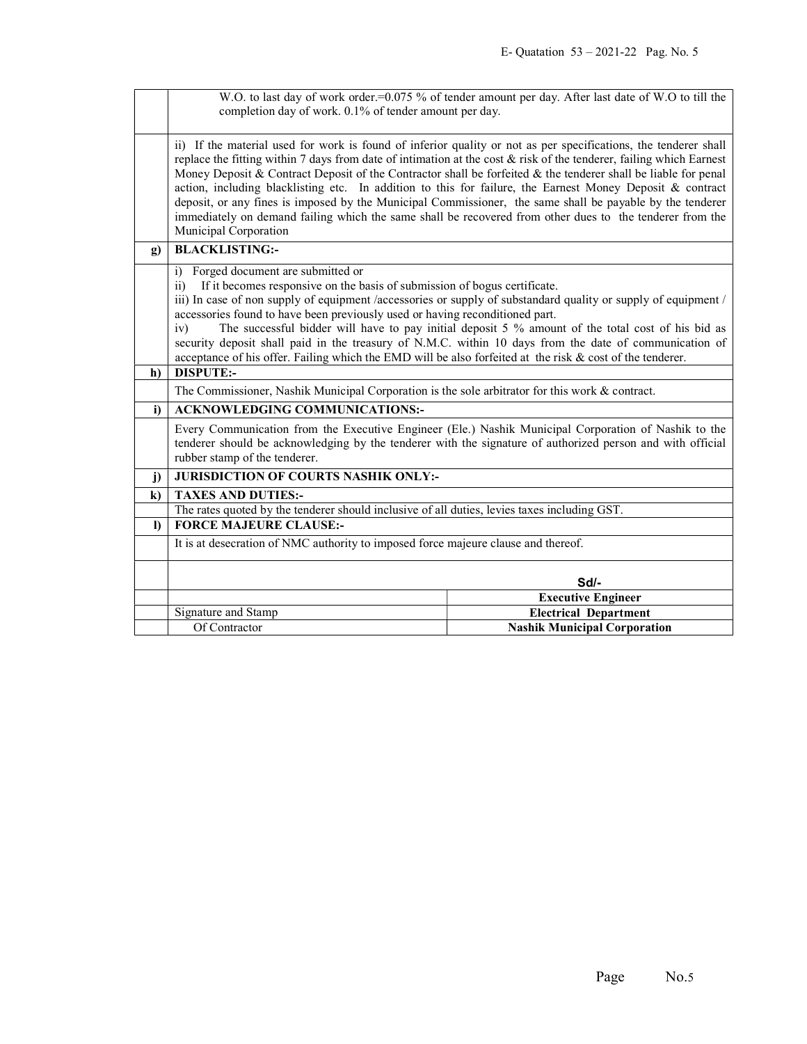| | |
|---|---|
| | W.O. to last day of work order.=0.075 % of tender amount per day. After last date of W.O to till the completion day of work. 0.1% of tender amount per day. |
| | ii) If the material used for work is found of inferior quality or not as per specifications, the tenderer shall replace the fitting within 7 days from date of intimation at the cost & risk of the tenderer, failing which Earnest Money Deposit & Contract Deposit of the Contractor shall be forfeited & the tenderer shall be liable for penal action, including blacklisting etc. In addition to this for failure, the Earnest Money Deposit & contract deposit, or any fines is imposed by the Municipal Commissioner, the same shall be payable by the tenderer immediately on demand failing which the same shall be recovered from other dues to the tenderer from the Municipal Corporation |
| **g)** | **BLACKLISTING:-** |
| | i) Forged document are submitted or<br>ii) If it becomes responsive on the basis of submission of bogus certificate.<br>iii) In case of non supply of equipment /accessories or supply of substandard quality or supply of equipment / accessories found to have been previously used or having reconditioned part.<br>iv) The successful bidder will have to pay initial deposit 5 % amount of the total cost of his bid as security deposit shall paid in the treasury of N.M.C. within 10 days from the date of communication of acceptance of his offer. Failing which the EMD will be also forfeited at the risk & cost of the tenderer. |
| **h)** | **DISPUTE:-** |
| | The Commissioner, Nashik Municipal Corporation is the sole arbitrator for this work & contract. |
| **i)** | **ACKNOWLEDGING COMMUNICATIONS:-** |
| | Every Communication from the Executive Engineer (Ele.) Nashik Municipal Corporation of Nashik to the tenderer should be acknowledging by the tenderer with the signature of authorized person and with official rubber stamp of the tenderer. |
| **j)** | **JURISDICTION OF COURTS NASHIK ONLY:-** |
| **k)** | **TAXES AND DUTIES:-** |
| | The rates quoted by the tenderer should inclusive of all duties, levies taxes including GST. |
| **l)** | **FORCE MAJEURE CLAUSE:-** |
| | It is at desecration of NMC authority to imposed force majeure clause and thereof. |

| | | |
|---|---|---|
| | | **Sd/-** |
| | | **Executive Engineer** |
| | Signature and Stamp | **Electrical Department** |
| | Of Contractor | **Nashik Municipal Corporation** |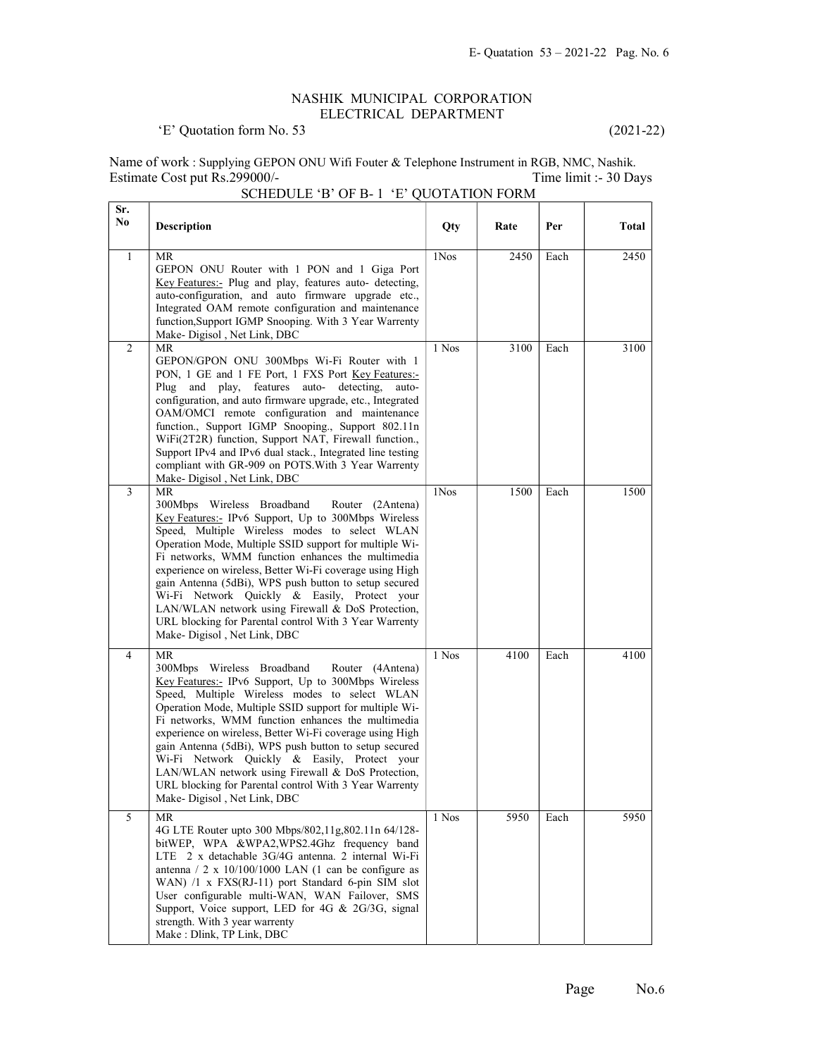## NASHIK MUNICIPAL CORPORATION
## ELECTRICAL DEPARTMENT

'E' Quotation form No. 53 (2021-22)

Name of work : Supplying GEPON ONU Wifi Fouter & Telephone Instrument in RGB, NMC, Nashik.
Estimate Cost put Rs.299000/- Time limit :- 30 Days

### SCHEDULE 'B' OF B- 1 'E' QUOTATION FORM

| Sr. No | Description | Qty | Rate | Per | Total |
|---|---|---|---|---|---|
| 1 | MR<br>GEPON ONU Router with 1 PON and 1 Giga Port <u>Key Features:-</u> Plug and play, features auto- detecting, auto-configuration, and auto firmware upgrade etc., Integrated OAM remote configuration and maintenance function,Support IGMP Snooping. With 3 Year Warrenty<br>Make- Digisol , Net Link, DBC | 1Nos | 2450 | Each | 2450 |
| 2 | MR<br>GEPON/GPON ONU 300Mbps Wi-Fi Router with 1 PON, 1 GE and 1 FE Port, 1 FXS Port <u>Key Features:-</u> Plug and play, features auto- detecting, auto-configuration, and auto firmware upgrade, etc., Integrated OAM/OMCI remote configuration and maintenance function., Support IGMP Snooping., Support 802.11n WiFi(2T2R) function, Support NAT, Firewall function., Support IPv4 and IPv6 dual stack., Integrated line testing compliant with GR-909 on POTS.With 3 Year Warrenty<br>Make- Digisol , Net Link, DBC | 1 Nos | 3100 | Each | 3100 |
| 3 | MR<br>300Mbps Wireless Broadband Router (2Antena) <u>Key Features:-</u> IPv6 Support, Up to 300Mbps Wireless Speed, Multiple Wireless modes to select WLAN Operation Mode, Multiple SSID support for multiple Wi-Fi networks, WMM function enhances the multimedia experience on wireless, Better Wi-Fi coverage using High gain Antenna (5dBi), WPS push button to setup secured Wi-Fi Network Quickly & Easily, Protect your LAN/WLAN network using Firewall & DoS Protection, URL blocking for Parental control With 3 Year Warrenty<br>Make- Digisol , Net Link, DBC | 1Nos | 1500 | Each | 1500 |
| 4 | MR<br>300Mbps Wireless Broadband Router (4Antena) <u>Key Features:-</u> IPv6 Support, Up to 300Mbps Wireless Speed, Multiple Wireless modes to select WLAN Operation Mode, Multiple SSID support for multiple Wi-Fi networks, WMM function enhances the multimedia experience on wireless, Better Wi-Fi coverage using High gain Antenna (5dBi), WPS push button to setup secured Wi-Fi Network Quickly & Easily, Protect your LAN/WLAN network using Firewall & DoS Protection, URL blocking for Parental control With 3 Year Warrenty<br>Make- Digisol , Net Link, DBC | 1 Nos | 4100 | Each | 4100 |
| 5 | MR<br>4G LTE Router upto 300 Mbps/802,11g,802.11n 64/128-bitWEP, WPA &WPA2,WPS2.4Ghz frequency band LTE 2 x detachable 3G/4G antenna. 2 internal Wi-Fi antenna / 2 x 10/100/1000 LAN (1 can be configure as WAN) /1 x FXS(RJ-11) port Standard 6-pin SIM slot User configurable multi-WAN, WAN Failover, SMS Support, Voice support, LED for 4G & 2G/3G, signal strength. With 3 year warrenty<br>Make : Dlink, TP Link, DBC | 1 Nos | 5950 | Each | 5950 |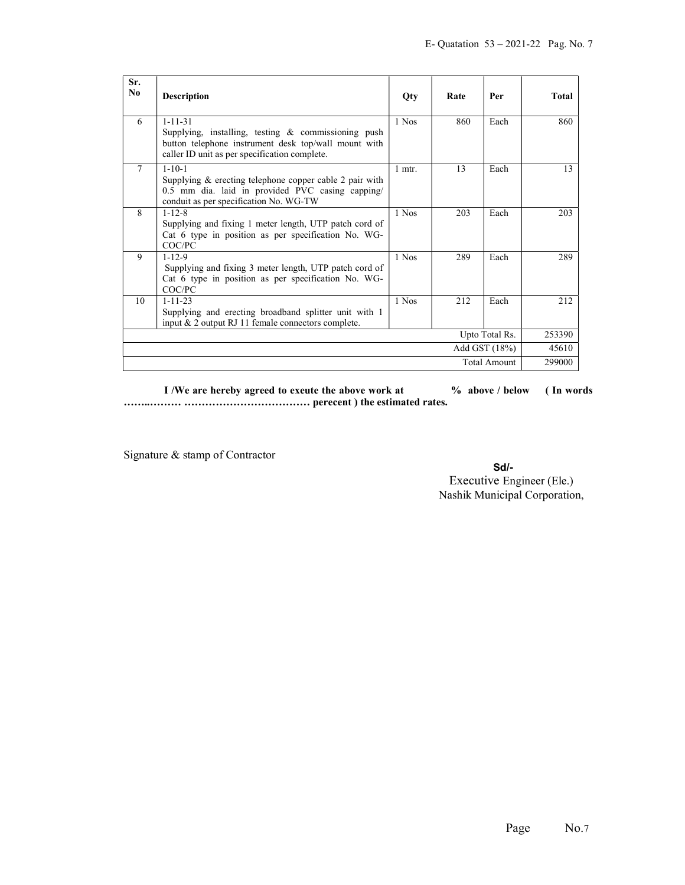| Sr. No | Description | Qty | Rate | Per | Total |
|---|---|---|---|---|---|
| 6 | 1-11-31<br>Supplying, installing, testing & commissioning push button telephone instrument desk top/wall mount with caller ID unit as per specification complete. | 1 Nos | 860 | Each | 860 |
| 7 | 1-10-1<br>Supplying & erecting telephone copper cable 2 pair with 0.5 mm dia. laid in provided PVC casing capping/ conduit as per specification No. WG-TW | 1 mtr. | 13 | Each | 13 |
| 8 | 1-12-8<br>Supplying and fixing 1 meter length, UTP patch cord of Cat 6 type in position as per specification No. WG-COC/PC | 1 Nos | 203 | Each | 203 |
| 9 | 1-12-9<br>Supplying and fixing 3 meter length, UTP patch cord of Cat 6 type in position as per specification No. WG-COC/PC | 1 Nos | 289 | Each | 289 |
| 10 | 1-11-23<br>Supplying and erecting broadband splitter unit with 1 input & 2 output RJ 11 female connectors complete. | 1 Nos | 212 | Each | 212 |
| | | | | Upto Total Rs. | 253390 |
| | | | | Add GST (18%) | 45610 |
| | | | | Total Amount | 299000 |

**I /We are hereby agreed to exeute the above work at % above / below ( In words ……..……… ……………………………… perecent ) the estimated rates.**

Signature & stamp of Contractor

**Sd/-**
Executive Engineer (Ele.)
Nashik Municipal Corporation,